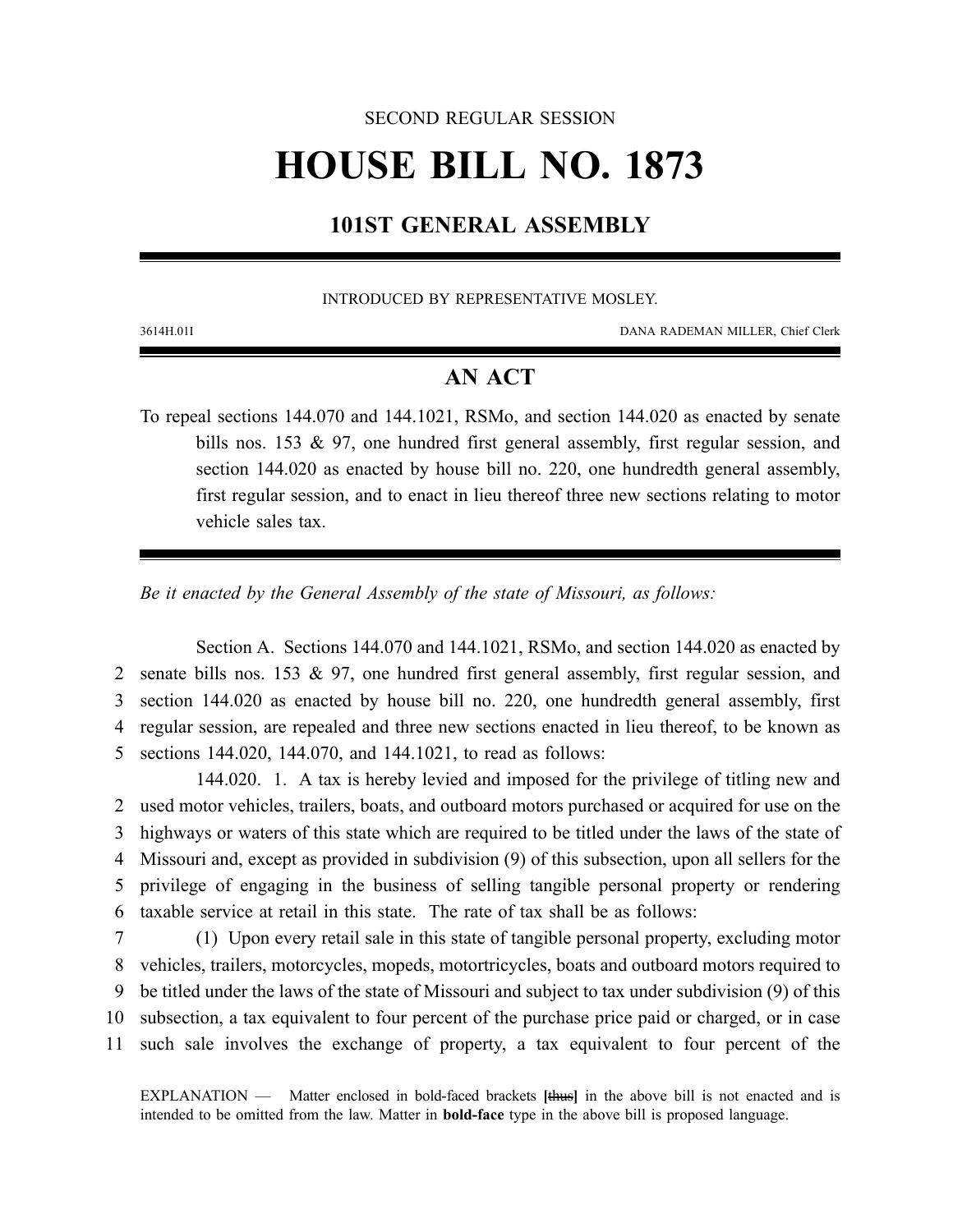SECOND REGULAR SESSION

# HOUSE BILL NO. 1873

## 101ST GENERAL ASSEMBLY

INTRODUCED BY REPRESENTATIVE MOSLEY.

3614H.01I DANA RADEMAN MILLER, Chief Clerk

## AN ACT

To repeal sections 144.070 and 144.1021, RSMo, and section 144.020 as enacted by senate bills nos. 153 & 97, one hundred first general assembly, first regular session, and section 144.020 as enacted by house bill no. 220, one hundredth general assembly, first regular session, and to enact in lieu thereof three new sections relating to motor vehicle sales tax.

*Be it enacted by the General Assembly of the state of Missouri, as follows:*

Section A. Sections 144.070 and 144.1021, RSMo, and section 144.020 as enacted by senate bills nos. 153 & 97, one hundred first general assembly, first regular session, and section 144.020 as enacted by house bill no. 220, one hundredth general assembly, first regular session, are repealed and three new sections enacted in lieu thereof, to be known as sections 144.020, 144.070, and 144.1021, to read as follows:

144.020. 1. A tax is hereby levied and imposed for the privilege of titling new and used motor vehicles, trailers, boats, and outboard motors purchased or acquired for use on the highways or waters of this state which are required to be titled under the laws of the state of Missouri and, except as provided in subdivision (9) of this subsection, upon all sellers for the privilege of engaging in the business of selling tangible personal property or rendering taxable service at retail in this state. The rate of tax shall be as follows:

(1) Upon every retail sale in this state of tangible personal property, excluding motor vehicles, trailers, motorcycles, mopeds, motortricycles, boats and outboard motors required to be titled under the laws of the state of Missouri and subject to tax under subdivision (9) of this subsection, a tax equivalent to four percent of the purchase price paid or charged, or in case such sale involves the exchange of property, a tax equivalent to four percent of the

EXPLANATION — Matter enclosed in bold-faced brackets **[~~thus~~]** in the above bill is not enacted and is intended to be omitted from the law. Matter in **bold-face** type in the above bill is proposed language.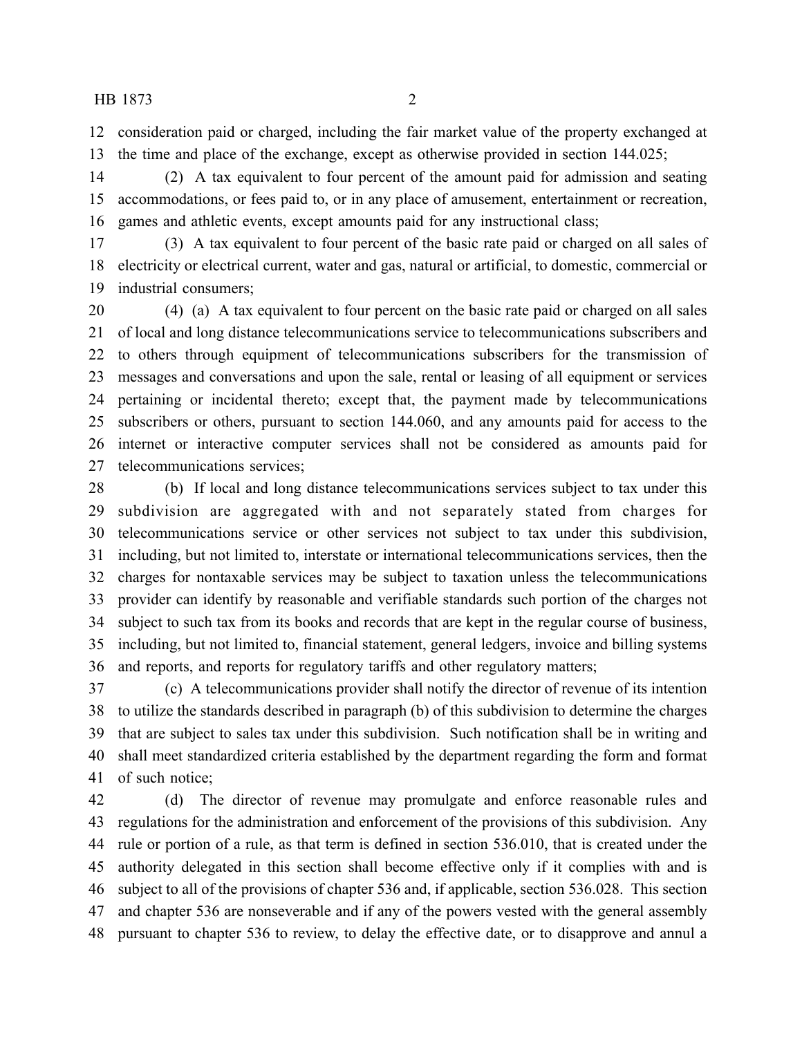consideration paid or charged, including the fair market value of the property exchanged at the time and place of the exchange, except as otherwise provided in section 144.025;

(2) A tax equivalent to four percent of the amount paid for admission and seating accommodations, or fees paid to, or in any place of amusement, entertainment or recreation, games and athletic events, except amounts paid for any instructional class;

(3) A tax equivalent to four percent of the basic rate paid or charged on all sales of electricity or electrical current, water and gas, natural or artificial, to domestic, commercial or industrial consumers;

(4) (a) A tax equivalent to four percent on the basic rate paid or charged on all sales of local and long distance telecommunications service to telecommunications subscribers and to others through equipment of telecommunications subscribers for the transmission of messages and conversations and upon the sale, rental or leasing of all equipment or services pertaining or incidental thereto; except that, the payment made by telecommunications subscribers or others, pursuant to section 144.060, and any amounts paid for access to the internet or interactive computer services shall not be considered as amounts paid for telecommunications services;

(b) If local and long distance telecommunications services subject to tax under this subdivision are aggregated with and not separately stated from charges for telecommunications service or other services not subject to tax under this subdivision, including, but not limited to, interstate or international telecommunications services, then the charges for nontaxable services may be subject to taxation unless the telecommunications provider can identify by reasonable and verifiable standards such portion of the charges not subject to such tax from its books and records that are kept in the regular course of business, including, but not limited to, financial statement, general ledgers, invoice and billing systems and reports, and reports for regulatory tariffs and other regulatory matters;

(c) A telecommunications provider shall notify the director of revenue of its intention to utilize the standards described in paragraph (b) of this subdivision to determine the charges that are subject to sales tax under this subdivision. Such notification shall be in writing and shall meet standardized criteria established by the department regarding the form and format of such notice;

(d) The director of revenue may promulgate and enforce reasonable rules and regulations for the administration and enforcement of the provisions of this subdivision. Any rule or portion of a rule, as that term is defined in section 536.010, that is created under the authority delegated in this section shall become effective only if it complies with and is subject to all of the provisions of chapter 536 and, if applicable, section 536.028. This section and chapter 536 are nonseverable and if any of the powers vested with the general assembly pursuant to chapter 536 to review, to delay the effective date, or to disapprove and annul a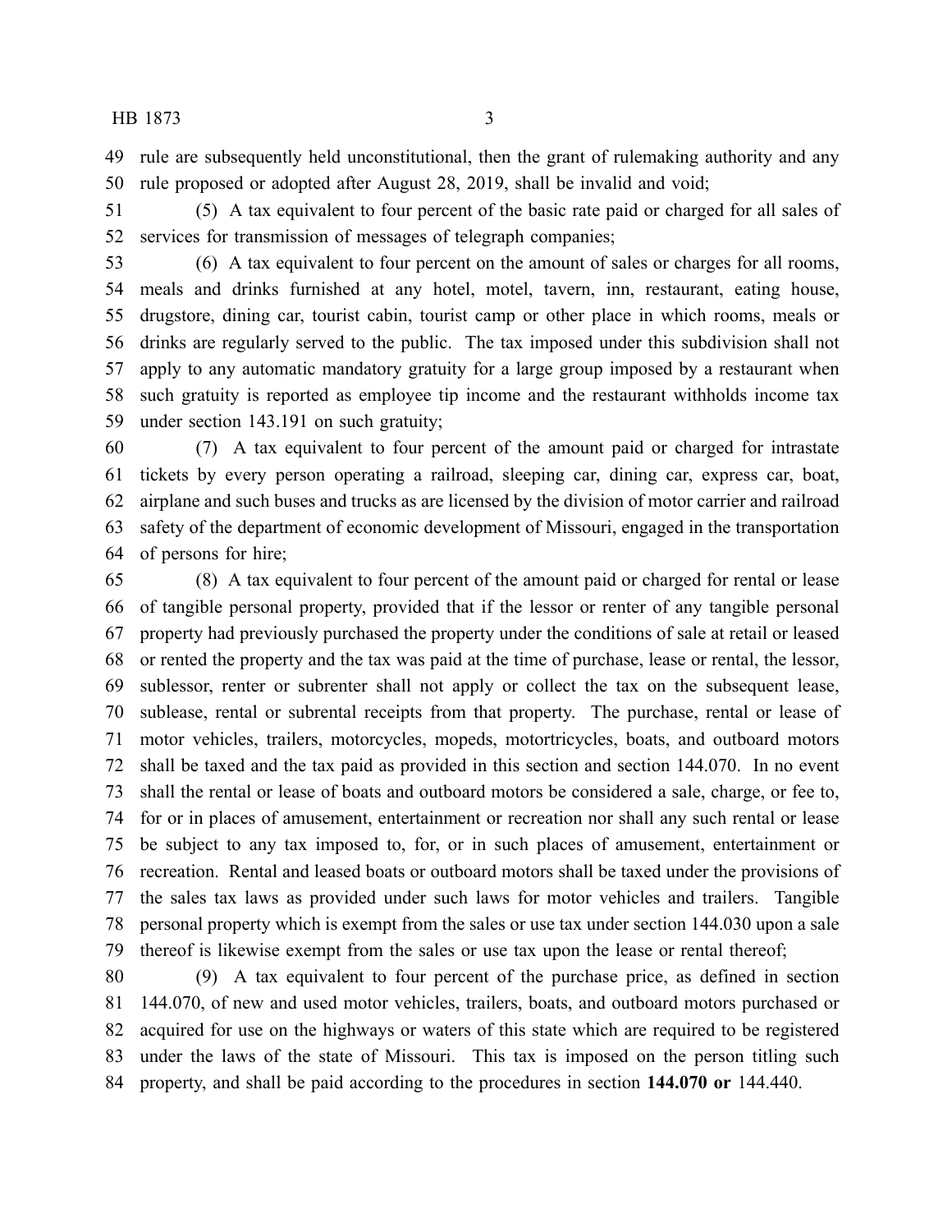rule are subsequently held unconstitutional, then the grant of rulemaking authority and any rule proposed or adopted after August 28, 2019, shall be invalid and void;

(5) A tax equivalent to four percent of the basic rate paid or charged for all sales of services for transmission of messages of telegraph companies;

(6) A tax equivalent to four percent on the amount of sales or charges for all rooms, meals and drinks furnished at any hotel, motel, tavern, inn, restaurant, eating house, drugstore, dining car, tourist cabin, tourist camp or other place in which rooms, meals or drinks are regularly served to the public. The tax imposed under this subdivision shall not apply to any automatic mandatory gratuity for a large group imposed by a restaurant when such gratuity is reported as employee tip income and the restaurant withholds income tax under section 143.191 on such gratuity;

(7) A tax equivalent to four percent of the amount paid or charged for intrastate tickets by every person operating a railroad, sleeping car, dining car, express car, boat, airplane and such buses and trucks as are licensed by the division of motor carrier and railroad safety of the department of economic development of Missouri, engaged in the transportation of persons for hire;

(8) A tax equivalent to four percent of the amount paid or charged for rental or lease of tangible personal property, provided that if the lessor or renter of any tangible personal property had previously purchased the property under the conditions of sale at retail or leased or rented the property and the tax was paid at the time of purchase, lease or rental, the lessor, sublessor, renter or subrenter shall not apply or collect the tax on the subsequent lease, sublease, rental or subrental receipts from that property. The purchase, rental or lease of motor vehicles, trailers, motorcycles, mopeds, motortricycles, boats, and outboard motors shall be taxed and the tax paid as provided in this section and section 144.070. In no event shall the rental or lease of boats and outboard motors be considered a sale, charge, or fee to, for or in places of amusement, entertainment or recreation nor shall any such rental or lease be subject to any tax imposed to, for, or in such places of amusement, entertainment or recreation. Rental and leased boats or outboard motors shall be taxed under the provisions of the sales tax laws as provided under such laws for motor vehicles and trailers. Tangible personal property which is exempt from the sales or use tax under section 144.030 upon a sale thereof is likewise exempt from the sales or use tax upon the lease or rental thereof;

(9) A tax equivalent to four percent of the purchase price, as defined in section 144.070, of new and used motor vehicles, trailers, boats, and outboard motors purchased or acquired for use on the highways or waters of this state which are required to be registered under the laws of the state of Missouri. This tax is imposed on the person titling such property, and shall be paid according to the procedures in section **144.070 or** 144.440.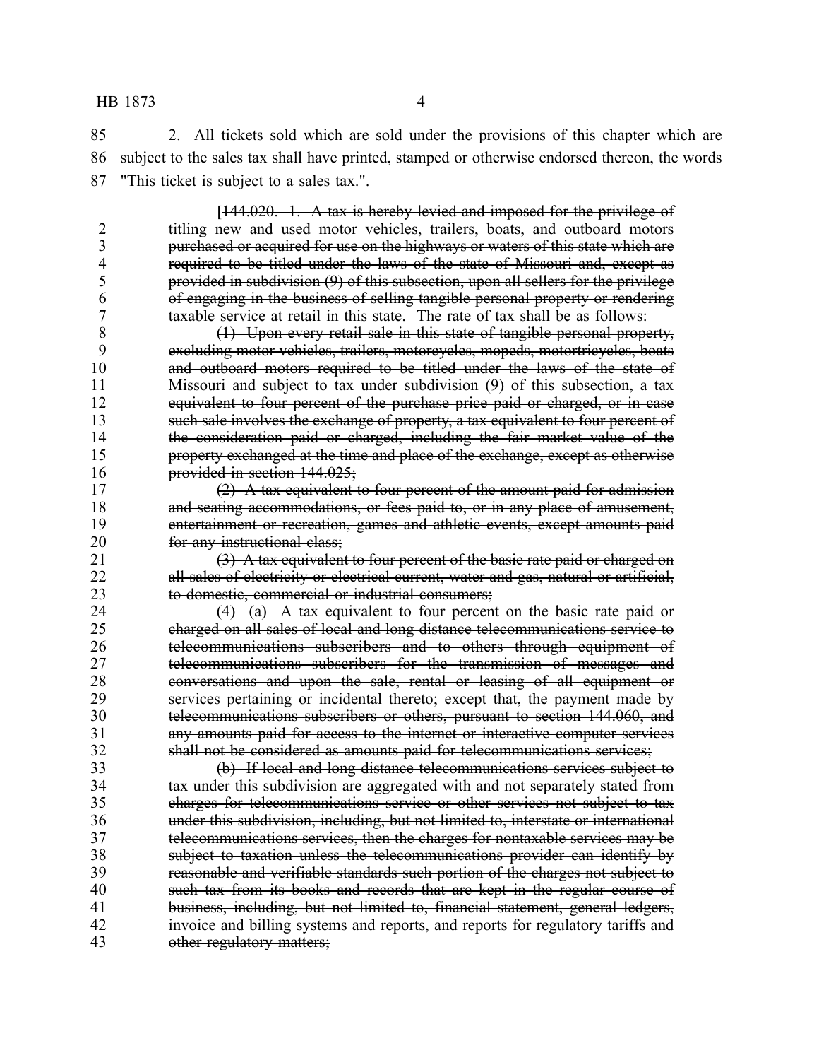2. All tickets sold which are sold under the provisions of this chapter which are subject to the sales tax shall have printed, stamped or otherwise endorsed thereon, the words "This ticket is subject to a sales tax.".

~~[144.020. 1. A tax is hereby levied and imposed for the privilege of titling new and used motor vehicles, trailers, boats, and outboard motors purchased or acquired for use on the highways or waters of this state which are required to be titled under the laws of the state of Missouri and, except as provided in subdivision (9) of this subsection, upon all sellers for the privilege of engaging in the business of selling tangible personal property or rendering taxable service at retail in this state. The rate of tax shall be as follows:~~

~~(1) Upon every retail sale in this state of tangible personal property, excluding motor vehicles, trailers, motorcycles, mopeds, motortricycles, boats and outboard motors required to be titled under the laws of the state of Missouri and subject to tax under subdivision (9) of this subsection, a tax equivalent to four percent of the purchase price paid or charged, or in case such sale involves the exchange of property, a tax equivalent to four percent of the consideration paid or charged, including the fair market value of the property exchanged at the time and place of the exchange, except as otherwise provided in section 144.025;~~

~~(2) A tax equivalent to four percent of the amount paid for admission and seating accommodations, or fees paid to, or in any place of amusement, entertainment or recreation, games and athletic events, except amounts paid for any instructional class;~~

~~(3) A tax equivalent to four percent of the basic rate paid or charged on all sales of electricity or electrical current, water and gas, natural or artificial, to domestic, commercial or industrial consumers;~~

~~(4) (a) A tax equivalent to four percent on the basic rate paid or charged on all sales of local and long distance telecommunications service to telecommunications subscribers and to others through equipment of telecommunications subscribers for the transmission of messages and conversations and upon the sale, rental or leasing of all equipment or services pertaining or incidental thereto; except that, the payment made by telecommunications subscribers or others, pursuant to section 144.060, and any amounts paid for access to the internet or interactive computer services shall not be considered as amounts paid for telecommunications services;~~

~~(b) If local and long distance telecommunications services subject to tax under this subdivision are aggregated with and not separately stated from charges for telecommunications service or other services not subject to tax under this subdivision, including, but not limited to, interstate or international telecommunications services, then the charges for nontaxable services may be subject to taxation unless the telecommunications provider can identify by reasonable and verifiable standards such portion of the charges not subject to such tax from its books and records that are kept in the regular course of business, including, but not limited to, financial statement, general ledgers, invoice and billing systems and reports, and reports for regulatory tariffs and other regulatory matters;~~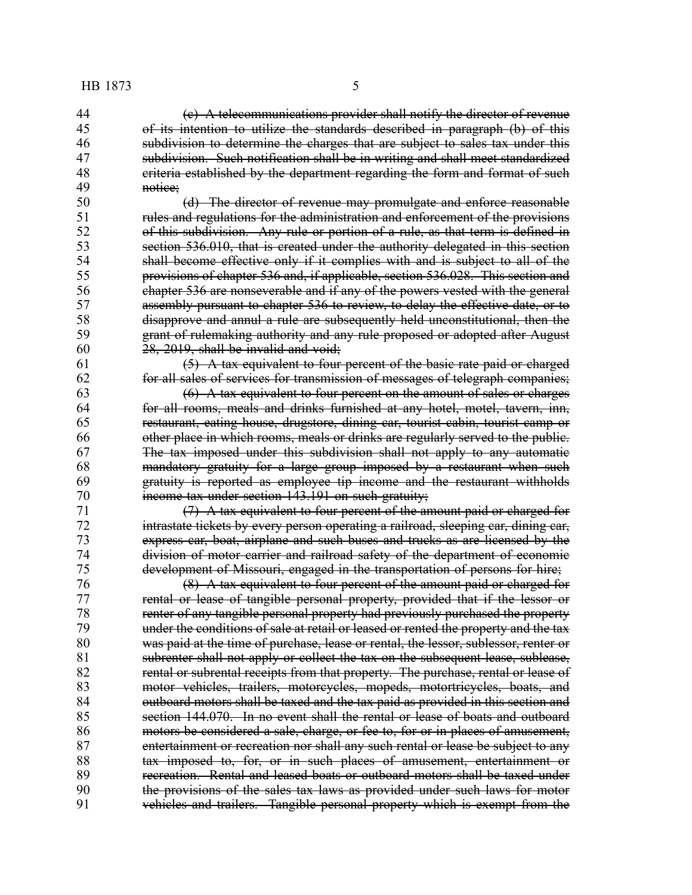~~(c) A telecommunications provider shall notify the director of revenue of its intention to utilize the standards described in paragraph (b) of this subdivision to determine the charges that are subject to sales tax under this subdivision. Such notification shall be in writing and shall meet standardized criteria established by the department regarding the form and format of such notice;~~

~~(d) The director of revenue may promulgate and enforce reasonable rules and regulations for the administration and enforcement of the provisions of this subdivision. Any rule or portion of a rule, as that term is defined in section 536.010, that is created under the authority delegated in this section shall become effective only if it complies with and is subject to all of the provisions of chapter 536 and, if applicable, section 536.028. This section and chapter 536 are nonseverable and if any of the powers vested with the general assembly pursuant to chapter 536 to review, to delay the effective date, or to disapprove and annul a rule are subsequently held unconstitutional, then the grant of rulemaking authority and any rule proposed or adopted after August 28, 2019, shall be invalid and void;~~

~~(5) A tax equivalent to four percent of the basic rate paid or charged for all sales of services for transmission of messages of telegraph companies;~~

~~(6) A tax equivalent to four percent on the amount of sales or charges for all rooms, meals and drinks furnished at any hotel, motel, tavern, inn, restaurant, eating house, drugstore, dining car, tourist cabin, tourist camp or other place in which rooms, meals or drinks are regularly served to the public. The tax imposed under this subdivision shall not apply to any automatic mandatory gratuity for a large group imposed by a restaurant when such gratuity is reported as employee tip income and the restaurant withholds income tax under section 143.191 on such gratuity;~~

~~(7) A tax equivalent to four percent of the amount paid or charged for intrastate tickets by every person operating a railroad, sleeping car, dining car, express car, boat, airplane and such buses and trucks as are licensed by the division of motor carrier and railroad safety of the department of economic development of Missouri, engaged in the transportation of persons for hire;~~

~~(8) A tax equivalent to four percent of the amount paid or charged for rental or lease of tangible personal property, provided that if the lessor or renter of any tangible personal property had previously purchased the property under the conditions of sale at retail or leased or rented the property and the tax was paid at the time of purchase, lease or rental, the lessor, sublessor, renter or subrenter shall not apply or collect the tax on the subsequent lease, sublease, rental or subrental receipts from that property. The purchase, rental or lease of motor vehicles, trailers, motorcycles, mopeds, motortricycles, boats, and outboard motors shall be taxed and the tax paid as provided in this section and section 144.070. In no event shall the rental or lease of boats and outboard motors be considered a sale, charge, or fee to, for or in places of amusement, entertainment or recreation nor shall any such rental or lease be subject to any tax imposed to, for, or in such places of amusement, entertainment or recreation. Rental and leased boats or outboard motors shall be taxed under the provisions of the sales tax laws as provided under such laws for motor vehicles and trailers. Tangible personal property which is exempt from the~~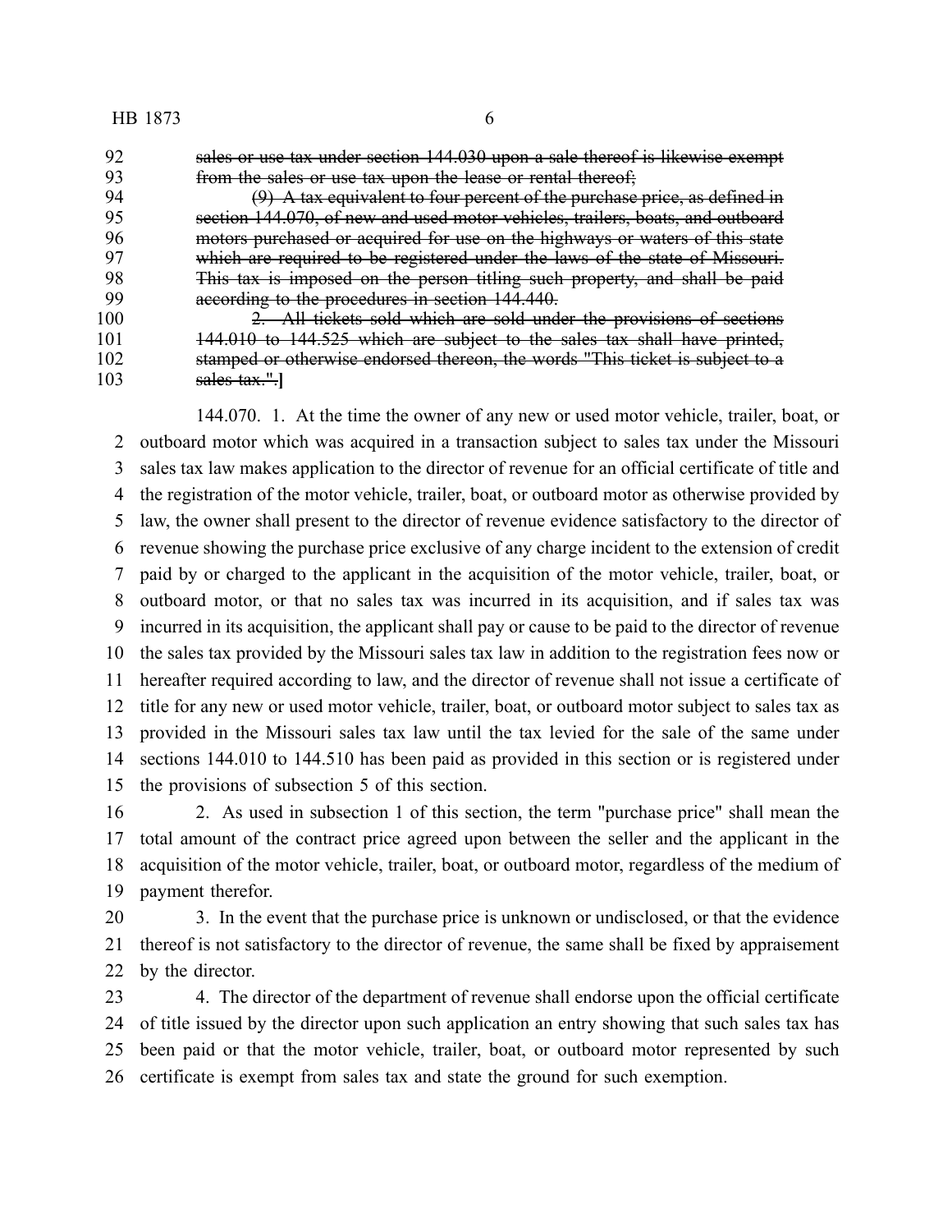~~sales or use tax under section 144.030 upon a sale thereof is likewise exempt from the sales or use tax upon the lease or rental thereof;~~

~~(9) A tax equivalent to four percent of the purchase price, as defined in section 144.070, of new and used motor vehicles, trailers, boats, and outboard motors purchased or acquired for use on the highways or waters of this state which are required to be registered under the laws of the state of Missouri. This tax is imposed on the person titling such property, and shall be paid according to the procedures in section 144.440.~~

~~2. All tickets sold which are sold under the provisions of sections 144.010 to 144.525 which are subject to the sales tax shall have printed, stamped or otherwise endorsed thereon, the words "This ticket is subject to a sales tax.".~~]

144.070. 1. At the time the owner of any new or used motor vehicle, trailer, boat, or outboard motor which was acquired in a transaction subject to sales tax under the Missouri sales tax law makes application to the director of revenue for an official certificate of title and the registration of the motor vehicle, trailer, boat, or outboard motor as otherwise provided by law, the owner shall present to the director of revenue evidence satisfactory to the director of revenue showing the purchase price exclusive of any charge incident to the extension of credit paid by or charged to the applicant in the acquisition of the motor vehicle, trailer, boat, or outboard motor, or that no sales tax was incurred in its acquisition, and if sales tax was incurred in its acquisition, the applicant shall pay or cause to be paid to the director of revenue the sales tax provided by the Missouri sales tax law in addition to the registration fees now or hereafter required according to law, and the director of revenue shall not issue a certificate of title for any new or used motor vehicle, trailer, boat, or outboard motor subject to sales tax as provided in the Missouri sales tax law until the tax levied for the sale of the same under sections 144.010 to 144.510 has been paid as provided in this section or is registered under the provisions of subsection 5 of this section.

2. As used in subsection 1 of this section, the term "purchase price" shall mean the total amount of the contract price agreed upon between the seller and the applicant in the acquisition of the motor vehicle, trailer, boat, or outboard motor, regardless of the medium of payment therefor.

3. In the event that the purchase price is unknown or undisclosed, or that the evidence thereof is not satisfactory to the director of revenue, the same shall be fixed by appraisement by the director.

4. The director of the department of revenue shall endorse upon the official certificate of title issued by the director upon such application an entry showing that such sales tax has been paid or that the motor vehicle, trailer, boat, or outboard motor represented by such certificate is exempt from sales tax and state the ground for such exemption.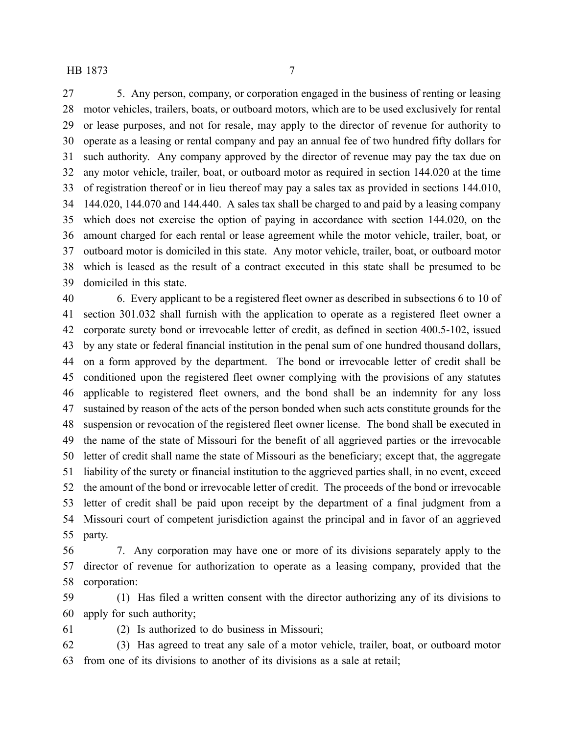5. Any person, company, or corporation engaged in the business of renting or leasing motor vehicles, trailers, boats, or outboard motors, which are to be used exclusively for rental or lease purposes, and not for resale, may apply to the director of revenue for authority to operate as a leasing or rental company and pay an annual fee of two hundred fifty dollars for such authority. Any company approved by the director of revenue may pay the tax due on any motor vehicle, trailer, boat, or outboard motor as required in section 144.020 at the time of registration thereof or in lieu thereof may pay a sales tax as provided in sections 144.010, 144.020, 144.070 and 144.440. A sales tax shall be charged to and paid by a leasing company which does not exercise the option of paying in accordance with section 144.020, on the amount charged for each rental or lease agreement while the motor vehicle, trailer, boat, or outboard motor is domiciled in this state. Any motor vehicle, trailer, boat, or outboard motor which is leased as the result of a contract executed in this state shall be presumed to be domiciled in this state.

6. Every applicant to be a registered fleet owner as described in subsections 6 to 10 of section 301.032 shall furnish with the application to operate as a registered fleet owner a corporate surety bond or irrevocable letter of credit, as defined in section 400.5-102, issued by any state or federal financial institution in the penal sum of one hundred thousand dollars, on a form approved by the department. The bond or irrevocable letter of credit shall be conditioned upon the registered fleet owner complying with the provisions of any statutes applicable to registered fleet owners, and the bond shall be an indemnity for any loss sustained by reason of the acts of the person bonded when such acts constitute grounds for the suspension or revocation of the registered fleet owner license. The bond shall be executed in the name of the state of Missouri for the benefit of all aggrieved parties or the irrevocable letter of credit shall name the state of Missouri as the beneficiary; except that, the aggregate liability of the surety or financial institution to the aggrieved parties shall, in no event, exceed the amount of the bond or irrevocable letter of credit. The proceeds of the bond or irrevocable letter of credit shall be paid upon receipt by the department of a final judgment from a Missouri court of competent jurisdiction against the principal and in favor of an aggrieved party.

7. Any corporation may have one or more of its divisions separately apply to the director of revenue for authorization to operate as a leasing company, provided that the corporation:

(1) Has filed a written consent with the director authorizing any of its divisions to apply for such authority;

(2) Is authorized to do business in Missouri;

(3) Has agreed to treat any sale of a motor vehicle, trailer, boat, or outboard motor from one of its divisions to another of its divisions as a sale at retail;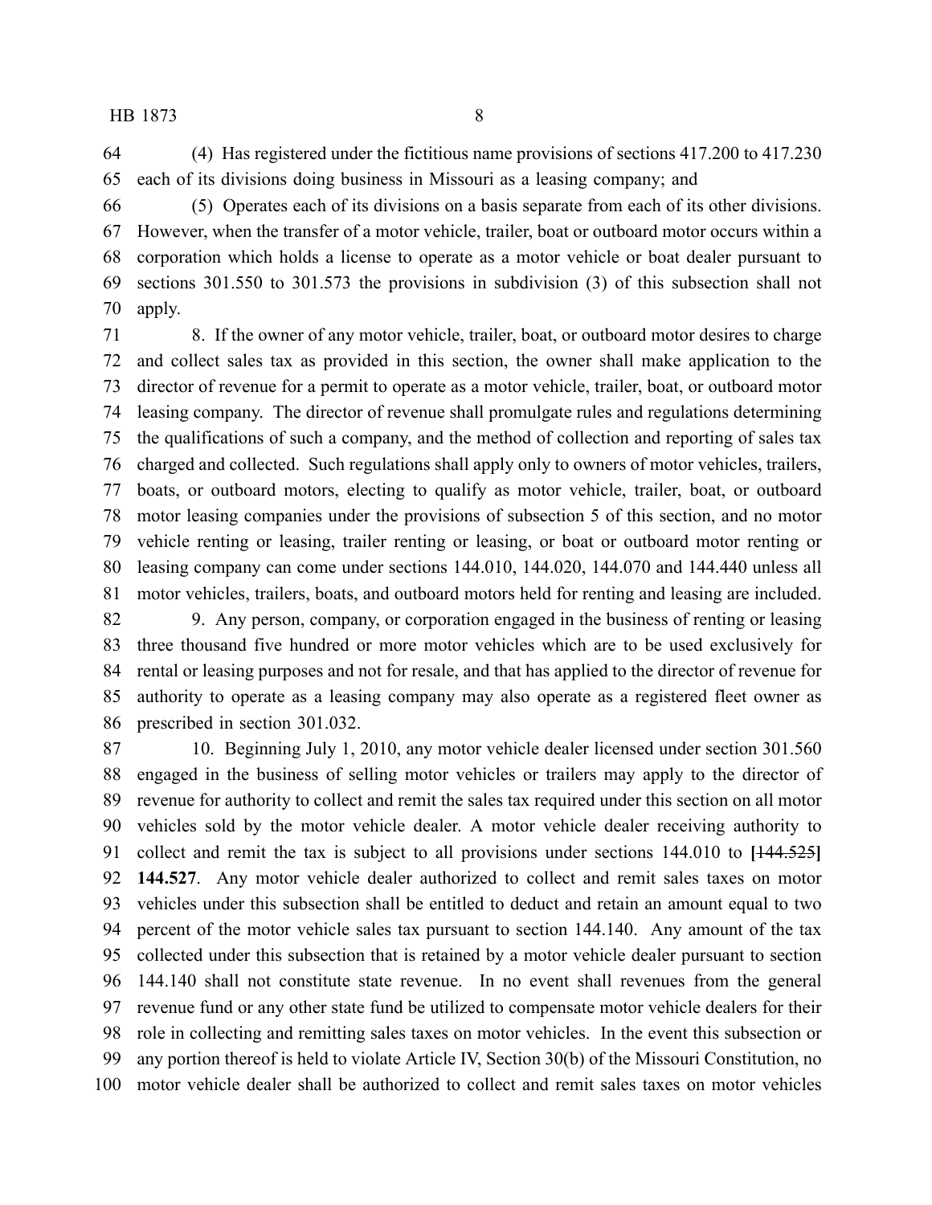(4) Has registered under the fictitious name provisions of sections 417.200 to 417.230 each of its divisions doing business in Missouri as a leasing company; and

(5) Operates each of its divisions on a basis separate from each of its other divisions. However, when the transfer of a motor vehicle, trailer, boat or outboard motor occurs within a corporation which holds a license to operate as a motor vehicle or boat dealer pursuant to sections 301.550 to 301.573 the provisions in subdivision (3) of this subsection shall not apply.

8. If the owner of any motor vehicle, trailer, boat, or outboard motor desires to charge and collect sales tax as provided in this section, the owner shall make application to the director of revenue for a permit to operate as a motor vehicle, trailer, boat, or outboard motor leasing company. The director of revenue shall promulgate rules and regulations determining the qualifications of such a company, and the method of collection and reporting of sales tax charged and collected. Such regulations shall apply only to owners of motor vehicles, trailers, boats, or outboard motors, electing to qualify as motor vehicle, trailer, boat, or outboard motor leasing companies under the provisions of subsection 5 of this section, and no motor vehicle renting or leasing, trailer renting or leasing, or boat or outboard motor renting or leasing company can come under sections 144.010, 144.020, 144.070 and 144.440 unless all motor vehicles, trailers, boats, and outboard motors held for renting and leasing are included.

9. Any person, company, or corporation engaged in the business of renting or leasing three thousand five hundred or more motor vehicles which are to be used exclusively for rental or leasing purposes and not for resale, and that has applied to the director of revenue for authority to operate as a leasing company may also operate as a registered fleet owner as prescribed in section 301.032.

10. Beginning July 1, 2010, any motor vehicle dealer licensed under section 301.560 engaged in the business of selling motor vehicles or trailers may apply to the director of revenue for authority to collect and remit the sales tax required under this section on all motor vehicles sold by the motor vehicle dealer. A motor vehicle dealer receiving authority to collect and remit the tax is subject to all provisions under sections 144.010 to **[**~~144.525~~**]** **144.527**. Any motor vehicle dealer authorized to collect and remit sales taxes on motor vehicles under this subsection shall be entitled to deduct and retain an amount equal to two percent of the motor vehicle sales tax pursuant to section 144.140. Any amount of the tax collected under this subsection that is retained by a motor vehicle dealer pursuant to section 144.140 shall not constitute state revenue. In no event shall revenues from the general revenue fund or any other state fund be utilized to compensate motor vehicle dealers for their role in collecting and remitting sales taxes on motor vehicles. In the event this subsection or any portion thereof is held to violate Article IV, Section 30(b) of the Missouri Constitution, no motor vehicle dealer shall be authorized to collect and remit sales taxes on motor vehicles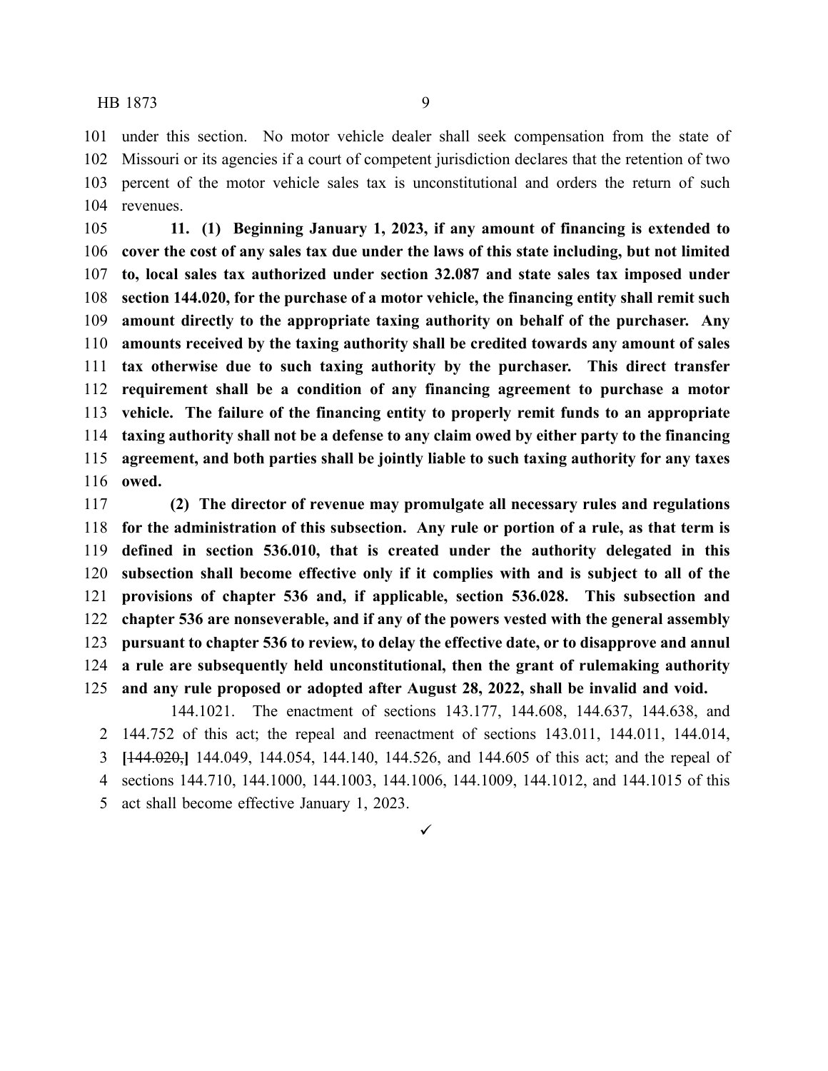under this section. No motor vehicle dealer shall seek compensation from the state of Missouri or its agencies if a court of competent jurisdiction declares that the retention of two percent of the motor vehicle sales tax is unconstitutional and orders the return of such revenues.

**11. (1) Beginning January 1, 2023, if any amount of financing is extended to cover the cost of any sales tax due under the laws of this state including, but not limited to, local sales tax authorized under section 32.087 and state sales tax imposed under section 144.020, for the purchase of a motor vehicle, the financing entity shall remit such amount directly to the appropriate taxing authority on behalf of the purchaser. Any amounts received by the taxing authority shall be credited towards any amount of sales tax otherwise due to such taxing authority by the purchaser. This direct transfer requirement shall be a condition of any financing agreement to purchase a motor vehicle. The failure of the financing entity to properly remit funds to an appropriate taxing authority shall not be a defense to any claim owed by either party to the financing agreement, and both parties shall be jointly liable to such taxing authority for any taxes owed.**

**(2) The director of revenue may promulgate all necessary rules and regulations for the administration of this subsection. Any rule or portion of a rule, as that term is defined in section 536.010, that is created under the authority delegated in this subsection shall become effective only if it complies with and is subject to all of the provisions of chapter 536 and, if applicable, section 536.028. This subsection and chapter 536 are nonseverable, and if any of the powers vested with the general assembly pursuant to chapter 536 to review, to delay the effective date, or to disapprove and annul a rule are subsequently held unconstitutional, then the grant of rulemaking authority and any rule proposed or adopted after August 28, 2022, shall be invalid and void.**

144.1021. The enactment of sections 143.177, 144.608, 144.637, 144.638, and 144.752 of this act; the repeal and reenactment of sections 143.011, 144.011, 144.014, **[**~~144.020,~~**]** 144.049, 144.054, 144.140, 144.526, and 144.605 of this act; and the repeal of sections 144.710, 144.1000, 144.1003, 144.1006, 144.1009, 144.1012, and 144.1015 of this act shall become effective January 1, 2023.

✓